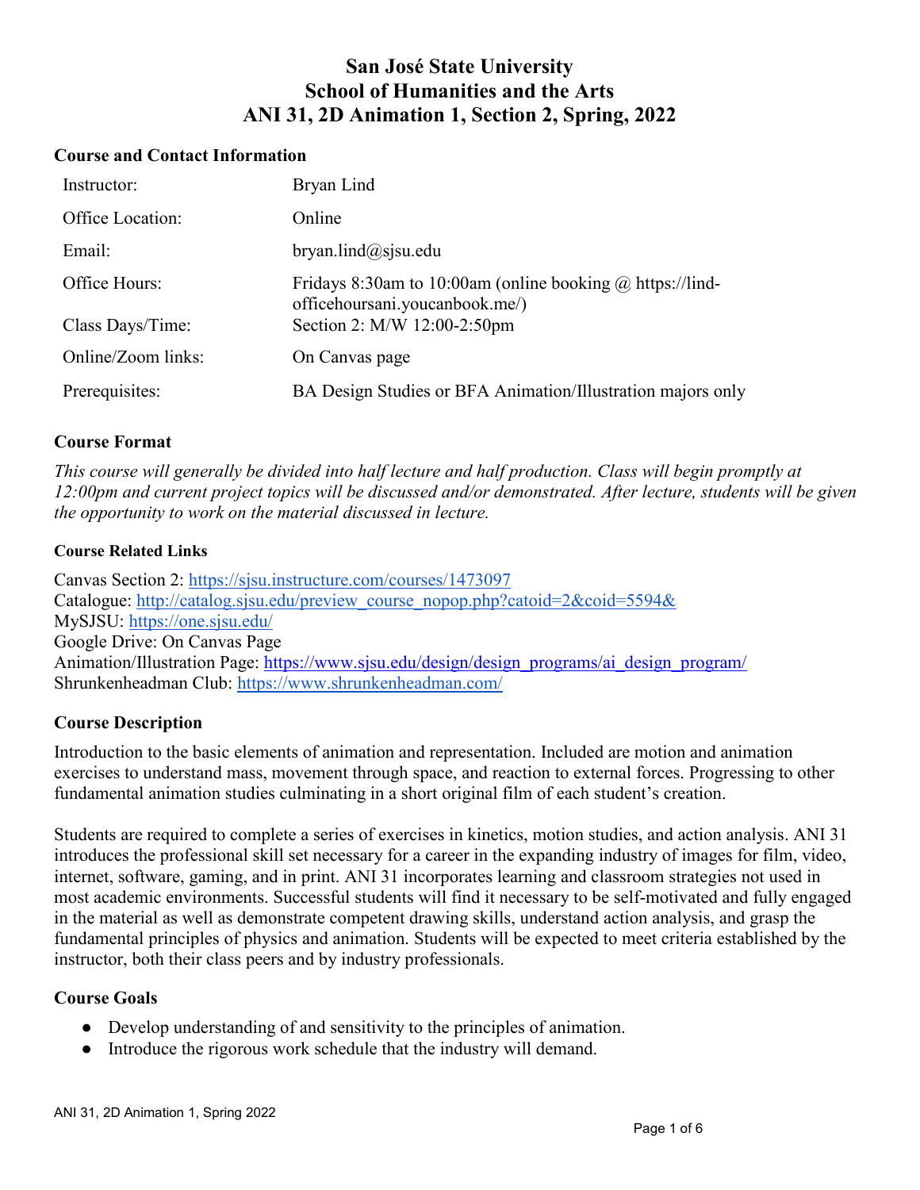# San José State University
# School of Humanities and the Arts
# ANI 31, 2D Animation 1, Section 2, Spring, 2022

## Course and Contact Information

| | |
|---|---|
| Instructor: | Bryan Lind |
| Office Location: | Online |
| Email: | bryan.lind@sjsu.edu |
| Office Hours: | Fridays 8:30am to 10:00am (online booking @ https://lind-officehoursani.youcanbook.me/) |
| Class Days/Time: | Section 2: M/W 12:00-2:50pm |
| Online/Zoom links: | On Canvas page |
| Prerequisites: | BA Design Studies or BFA Animation/Illustration majors only |

## Course Format

*This course will generally be divided into half lecture and half production. Class will begin promptly at 12:00pm and current project topics will be discussed and/or demonstrated. After lecture, students will be given the opportunity to work on the material discussed in lecture.*

### Course Related Links

Canvas Section 2: https://sjsu.instructure.com/courses/1473097
Catalogue: http://catalog.sjsu.edu/preview_course_nopop.php?catoid=2&coid=5594&
MySJSU: https://one.sjsu.edu/
Google Drive: On Canvas Page
Animation/Illustration Page: https://www.sjsu.edu/design/design_programs/ai_design_program/
Shrunkenheadman Club: https://www.shrunkenheadman.com/

## Course Description

Introduction to the basic elements of animation and representation. Included are motion and animation exercises to understand mass, movement through space, and reaction to external forces. Progressing to other fundamental animation studies culminating in a short original film of each student's creation.

Students are required to complete a series of exercises in kinetics, motion studies, and action analysis. ANI 31 introduces the professional skill set necessary for a career in the expanding industry of images for film, video, internet, software, gaming, and in print. ANI 31 incorporates learning and classroom strategies not used in most academic environments. Successful students will find it necessary to be self-motivated and fully engaged in the material as well as demonstrate competent drawing skills, understand action analysis, and grasp the fundamental principles of physics and animation. Students will be expected to meet criteria established by the instructor, both their class peers and by industry professionals.

## Course Goals

- Develop understanding of and sensitivity to the principles of animation.
- Introduce the rigorous work schedule that the industry will demand.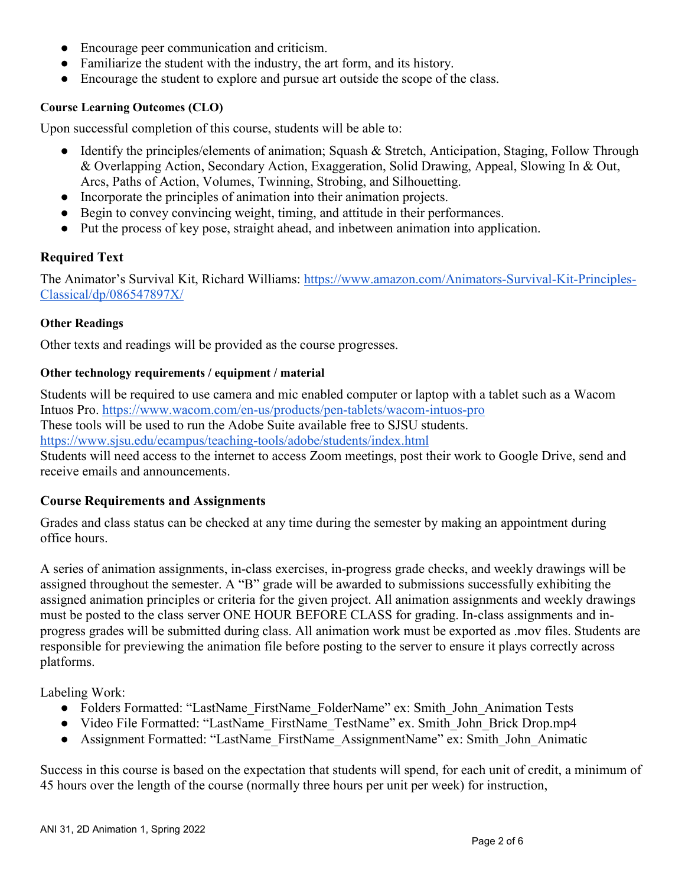- Encourage peer communication and criticism.
- Familiarize the student with the industry, the art form, and its history.
- Encourage the student to explore and pursue art outside the scope of the class.

#### Course Learning Outcomes (CLO)

Upon successful completion of this course, students will be able to:

- Identify the principles/elements of animation; Squash & Stretch, Anticipation, Staging, Follow Through & Overlapping Action, Secondary Action, Exaggeration, Solid Drawing, Appeal, Slowing In & Out, Arcs, Paths of Action, Volumes, Twinning, Strobing, and Silhouetting.
- Incorporate the principles of animation into their animation projects.
- Begin to convey convincing weight, timing, and attitude in their performances.
- Put the process of key pose, straight ahead, and inbetween animation into application.

### Required Text

The Animator's Survival Kit, Richard Williams: https://www.amazon.com/Animators-Survival-Kit-Principles-Classical/dp/086547897X/

#### Other Readings

Other texts and readings will be provided as the course progresses.

#### Other technology requirements / equipment / material

Students will be required to use camera and mic enabled computer or laptop with a tablet such as a Wacom Intuos Pro. https://www.wacom.com/en-us/products/pen-tablets/wacom-intuos-pro
These tools will be used to run the Adobe Suite available free to SJSU students.
https://www.sjsu.edu/ecampus/teaching-tools/adobe/students/index.html
Students will need access to the internet to access Zoom meetings, post their work to Google Drive, send and receive emails and announcements.

### Course Requirements and Assignments

Grades and class status can be checked at any time during the semester by making an appointment during office hours.

A series of animation assignments, in-class exercises, in-progress grade checks, and weekly drawings will be assigned throughout the semester. A "B" grade will be awarded to submissions successfully exhibiting the assigned animation principles or criteria for the given project. All animation assignments and weekly drawings must be posted to the class server ONE HOUR BEFORE CLASS for grading. In-class assignments and in-progress grades will be submitted during class. All animation work must be exported as .mov files. Students are responsible for previewing the animation file before posting to the server to ensure it plays correctly across platforms.

Labeling Work:

- Folders Formatted: "LastName_FirstName_FolderName" ex: Smith_John_Animation Tests
- Video File Formatted: "LastName_FirstName_TestName" ex. Smith_John_Brick Drop.mp4
- Assignment Formatted: "LastName_FirstName_AssignmentName" ex: Smith_John_Animatic

Success in this course is based on the expectation that students will spend, for each unit of credit, a minimum of 45 hours over the length of the course (normally three hours per unit per week) for instruction,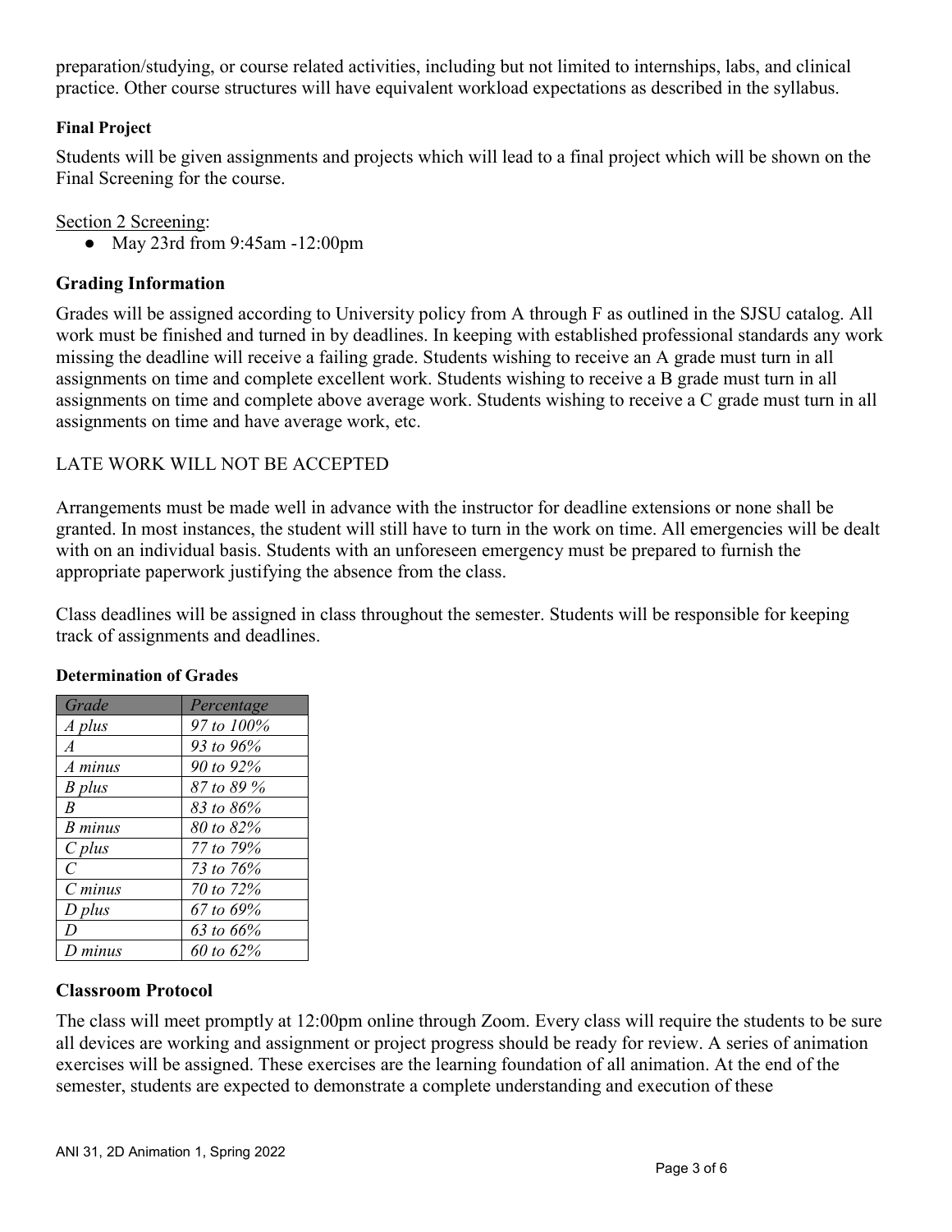preparation/studying, or course related activities, including but not limited to internships, labs, and clinical practice. Other course structures will have equivalent workload expectations as described in the syllabus.

### Final Project

Students will be given assignments and projects which will lead to a final project which will be shown on the Final Screening for the course.

Section 2 Screening:

- May 23rd from 9:45am -12:00pm

## Grading Information

Grades will be assigned according to University policy from A through F as outlined in the SJSU catalog. All work must be finished and turned in by deadlines. In keeping with established professional standards any work missing the deadline will receive a failing grade. Students wishing to receive an A grade must turn in all assignments on time and complete excellent work. Students wishing to receive a B grade must turn in all assignments on time and complete above average work. Students wishing to receive a C grade must turn in all assignments on time and have average work, etc.

LATE WORK WILL NOT BE ACCEPTED

Arrangements must be made well in advance with the instructor for deadline extensions or none shall be granted. In most instances, the student will still have to turn in the work on time. All emergencies will be dealt with on an individual basis. Students with an unforeseen emergency must be prepared to furnish the appropriate paperwork justifying the absence from the class.

Class deadlines will be assigned in class throughout the semester. Students will be responsible for keeping track of assignments and deadlines.

### Determination of Grades

| *Grade* | *Percentage* |
| --- | --- |
| *A plus* | *97 to 100%* |
| *A* | *93 to 96%* |
| *A minus* | *90 to 92%* |
| *B plus* | *87 to 89 %* |
| *B* | *83 to 86%* |
| *B minus* | *80 to 82%* |
| *C plus* | *77 to 79%* |
| *C* | *73 to 76%* |
| *C minus* | *70 to 72%* |
| *D plus* | *67 to 69%* |
| *D* | *63 to 66%* |
| *D minus* | *60 to 62%* |

## Classroom Protocol

The class will meet promptly at 12:00pm online through Zoom. Every class will require the students to be sure all devices are working and assignment or project progress should be ready for review. A series of animation exercises will be assigned. These exercises are the learning foundation of all animation. At the end of the semester, students are expected to demonstrate a complete understanding and execution of these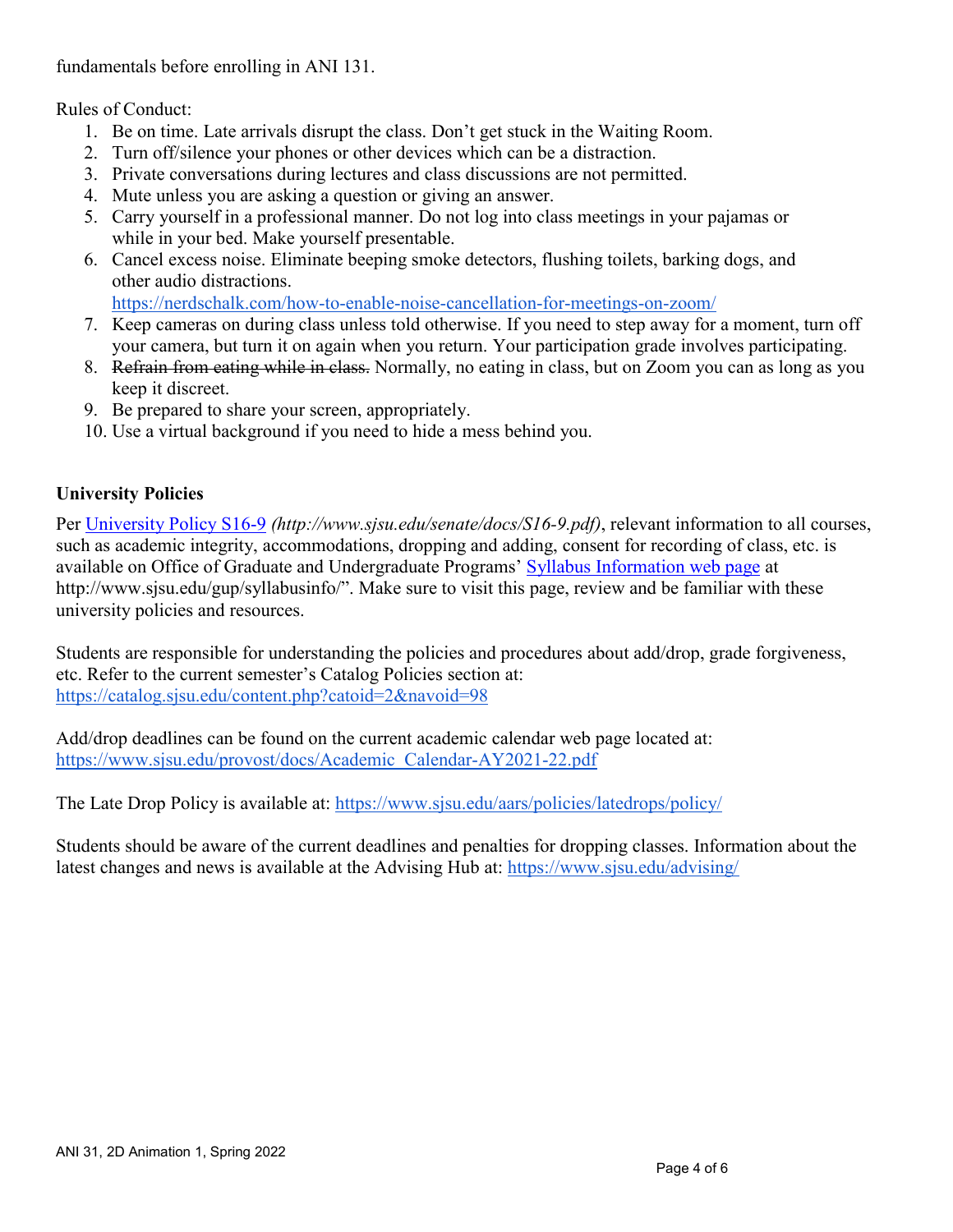fundamentals before enrolling in ANI 131.

Rules of Conduct:

1. Be on time. Late arrivals disrupt the class. Don't get stuck in the Waiting Room.
2. Turn off/silence your phones or other devices which can be a distraction.
3. Private conversations during lectures and class discussions are not permitted.
4. Mute unless you are asking a question or giving an answer.
5. Carry yourself in a professional manner. Do not log into class meetings in your pajamas or while in your bed. Make yourself presentable.
6. Cancel excess noise. Eliminate beeping smoke detectors, flushing toilets, barking dogs, and other audio distractions. https://nerdschalk.com/how-to-enable-noise-cancellation-for-meetings-on-zoom/
7. Keep cameras on during class unless told otherwise. If you need to step away for a moment, turn off your camera, but turn it on again when you return. Your participation grade involves participating.
8. ~~Refrain from eating while in class.~~ Normally, no eating in class, but on Zoom you can as long as you keep it discreet.
9. Be prepared to share your screen, appropriately.
10. Use a virtual background if you need to hide a mess behind you.

## University Policies

Per [University Policy S16-9](http://www.sjsu.edu/senate/docs/S16-9.pdf) *(http://www.sjsu.edu/senate/docs/S16-9.pdf)*, relevant information to all courses, such as academic integrity, accommodations, dropping and adding, consent for recording of class, etc. is available on Office of Graduate and Undergraduate Programs' [Syllabus Information web page](http://www.sjsu.edu/gup/syllabusinfo/) at http://www.sjsu.edu/gup/syllabusinfo/". Make sure to visit this page, review and be familiar with these university policies and resources.

Students are responsible for understanding the policies and procedures about add/drop, grade forgiveness, etc. Refer to the current semester's Catalog Policies section at: https://catalog.sjsu.edu/content.php?catoid=2&navoid=98

Add/drop deadlines can be found on the current academic calendar web page located at: https://www.sjsu.edu/provost/docs/Academic_Calendar-AY2021-22.pdf

The Late Drop Policy is available at: https://www.sjsu.edu/aars/policies/latedrops/policy/

Students should be aware of the current deadlines and penalties for dropping classes. Information about the latest changes and news is available at the Advising Hub at: https://www.sjsu.edu/advising/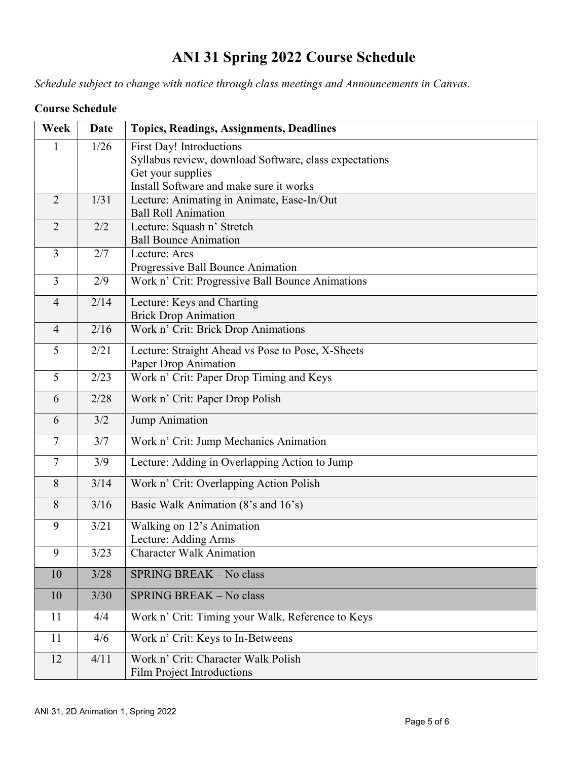# ANI 31 Spring 2022 Course Schedule

*Schedule subject to change with notice through class meetings and Announcements in Canvas.*

**Course Schedule**

| Week | Date | Topics, Readings, Assignments, Deadlines |
|---|---|---|
| 1 | 1/26 | First Day! Introductions<br>Syllabus review, download Software, class expectations<br>Get your supplies<br>Install Software and make sure it works |
| 2 | 1/31 | Lecture: Animating in Animate, Ease-In/Out<br>Ball Roll Animation |
| 2 | 2/2 | Lecture: Squash n' Stretch<br>Ball Bounce Animation |
| 3 | 2/7 | Lecture: Arcs<br>Progressive Ball Bounce Animation |
| 3 | 2/9 | Work n' Crit: Progressive Ball Bounce Animations |
| 4 | 2/14 | Lecture: Keys and Charting<br>Brick Drop Animation |
| 4 | 2/16 | Work n' Crit: Brick Drop Animations |
| 5 | 2/21 | Lecture: Straight Ahead vs Pose to Pose, X-Sheets<br>Paper Drop Animation |
| 5 | 2/23 | Work n' Crit: Paper Drop Timing and Keys |
| 6 | 2/28 | Work n' Crit: Paper Drop Polish |
| 6 | 3/2 | Jump Animation |
| 7 | 3/7 | Work n' Crit: Jump Mechanics Animation |
| 7 | 3/9 | Lecture: Adding in Overlapping Action to Jump |
| 8 | 3/14 | Work n' Crit: Overlapping Action Polish |
| 8 | 3/16 | Basic Walk Animation (8's and 16's) |
| 9 | 3/21 | Walking on 12's Animation<br>Lecture: Adding Arms |
| 9 | 3/23 | Character Walk Animation |
| 10 | 3/28 | SPRING BREAK – No class |
| 10 | 3/30 | SPRING BREAK – No class |
| 11 | 4/4 | Work n' Crit: Timing your Walk, Reference to Keys |
| 11 | 4/6 | Work n' Crit: Keys to In-Betweens |
| 12 | 4/11 | Work n' Crit: Character Walk Polish<br>Film Project Introductions |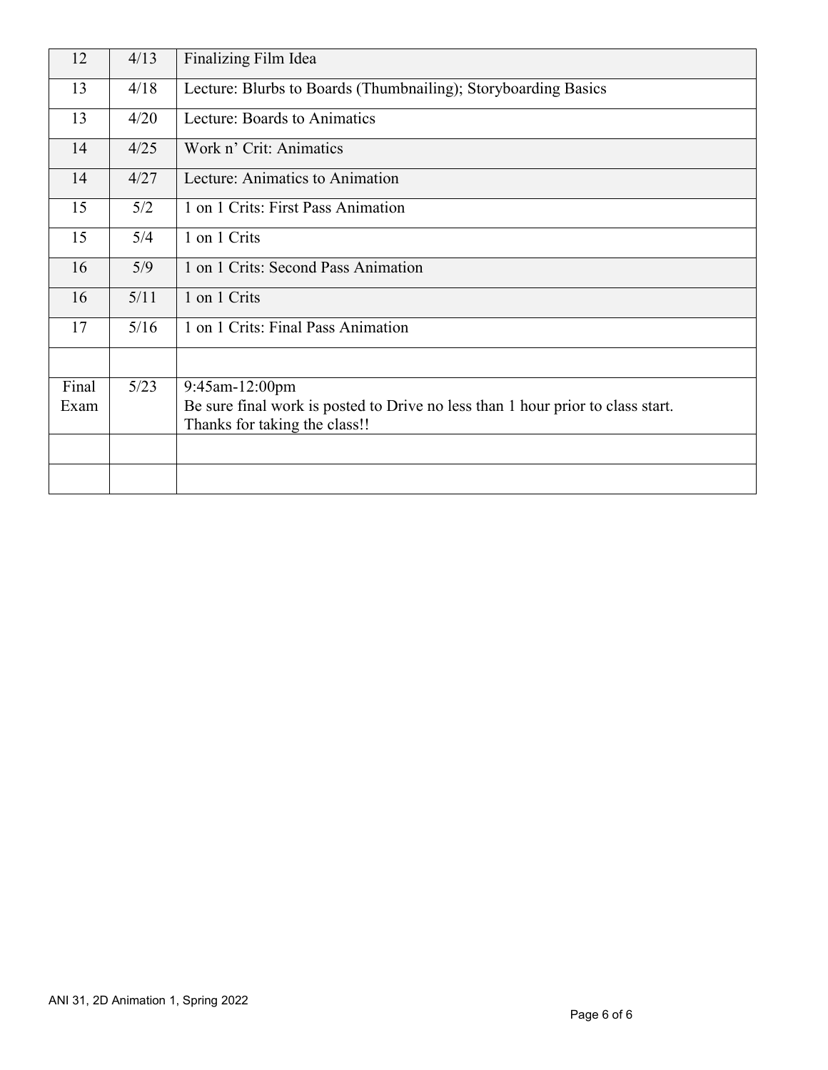| | | |
|---|---|---|
| 12 | 4/13 | Finalizing Film Idea |
| 13 | 4/18 | Lecture: Blurbs to Boards (Thumbnailing); Storyboarding Basics |
| 13 | 4/20 | Lecture: Boards to Animatics |
| 14 | 4/25 | Work n' Crit: Animatics |
| 14 | 4/27 | Lecture: Animatics to Animation |
| 15 | 5/2 | 1 on 1 Crits: First Pass Animation |
| 15 | 5/4 | 1 on 1 Crits |
| 16 | 5/9 | 1 on 1 Crits: Second Pass Animation |
| 16 | 5/11 | 1 on 1 Crits |
| 17 | 5/16 | 1 on 1 Crits: Final Pass Animation |
| | | |
| Final Exam | 5/23 | 9:45am-12:00pm<br>Be sure final work is posted to Drive no less than 1 hour prior to class start.<br>Thanks for taking the class!! |
| | | |
| | | |

ANI 31, 2D Animation 1, Spring 2022